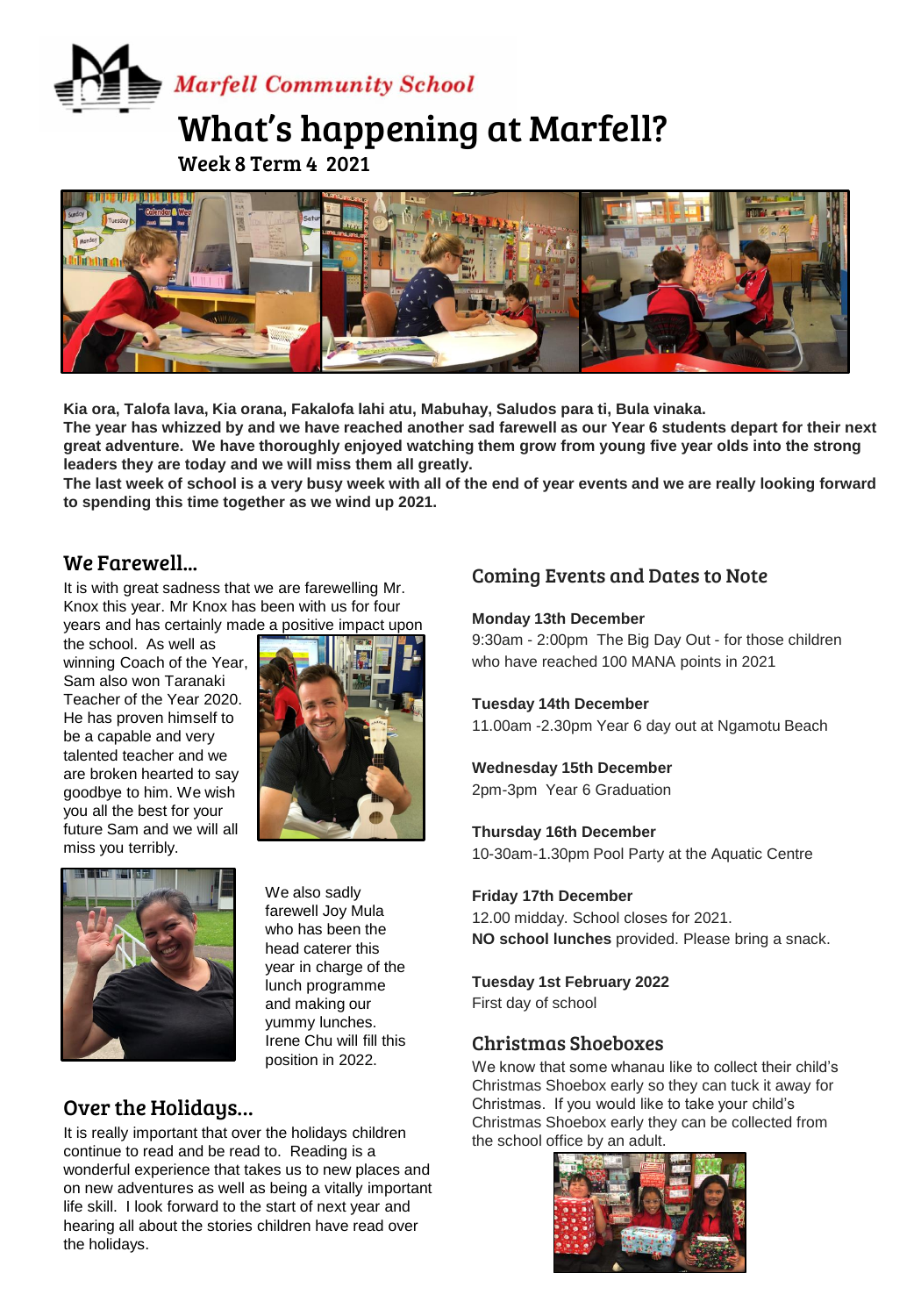Marfell Community School

# What's happening at Marfell?

Week 8 Term 4 2021

**Kia ora, Talofa lava, Kia orana, Fakalofa lahi atu, Mabuhay, Saludos para ti, Bula vinaka.**

**The year has whizzed by and we have reached another sad farewell as our Year 6 students depart for their next great adventure. We have thoroughly enjoyed watching them grow from young five year olds into the strong leaders they are today and we will miss them all greatly.**

**The last week of school is a very busy week with all of the end of year events and we are really looking forward to spending this time together as we wind up 2021.**

## We Farewell…

It is with great sadness that we are farewelling Mr. Knox this year. Mr Knox has been with us for four years and has certainly made a positive impact upon the school. As well as winning Coach of the Year, Sam also won Taranaki Teacher of the Year 2020. He has proven himself to be a capable and very talented teacher and we are broken hearted to say goodbye to him. We wish you all the best for your future Sam and we will all miss you terribly.

We also sadly farewell Joy Mula who has been the head caterer this year in charge of the lunch programme and making our yummy lunches. Irene Chu will fill this position in 2022.

## Over the Holidays…

It is really important that over the holidays children continue to read and be read to. Reading is a wonderful experience that takes us to new places and on new adventures as well as being a vitally important life skill. I look forward to the start of next year and hearing all about the stories children have read over the holidays.

## Coming Events and Dates to Note

**Monday 13th December**
9:30am - 2:00pm The Big Day Out - for those children who have reached 100 MANA points in 2021

**Tuesday 14th December**
11.00am -2.30pm Year 6 day out at Ngamotu Beach

**Wednesday 15th December**
2pm-3pm Year 6 Graduation

**Thursday 16th December**
10-30am-1.30pm Pool Party at the Aquatic Centre

**Friday 17th December**
12.00 midday. School closes for 2021.
**NO school lunches** provided. Please bring a snack.

**Tuesday 1st February 2022**
First day of school

## Christmas Shoeboxes

We know that some whanau like to collect their child's Christmas Shoebox early so they can tuck it away for Christmas. If you would like to take your child's Christmas Shoebox early they can be collected from the school office by an adult.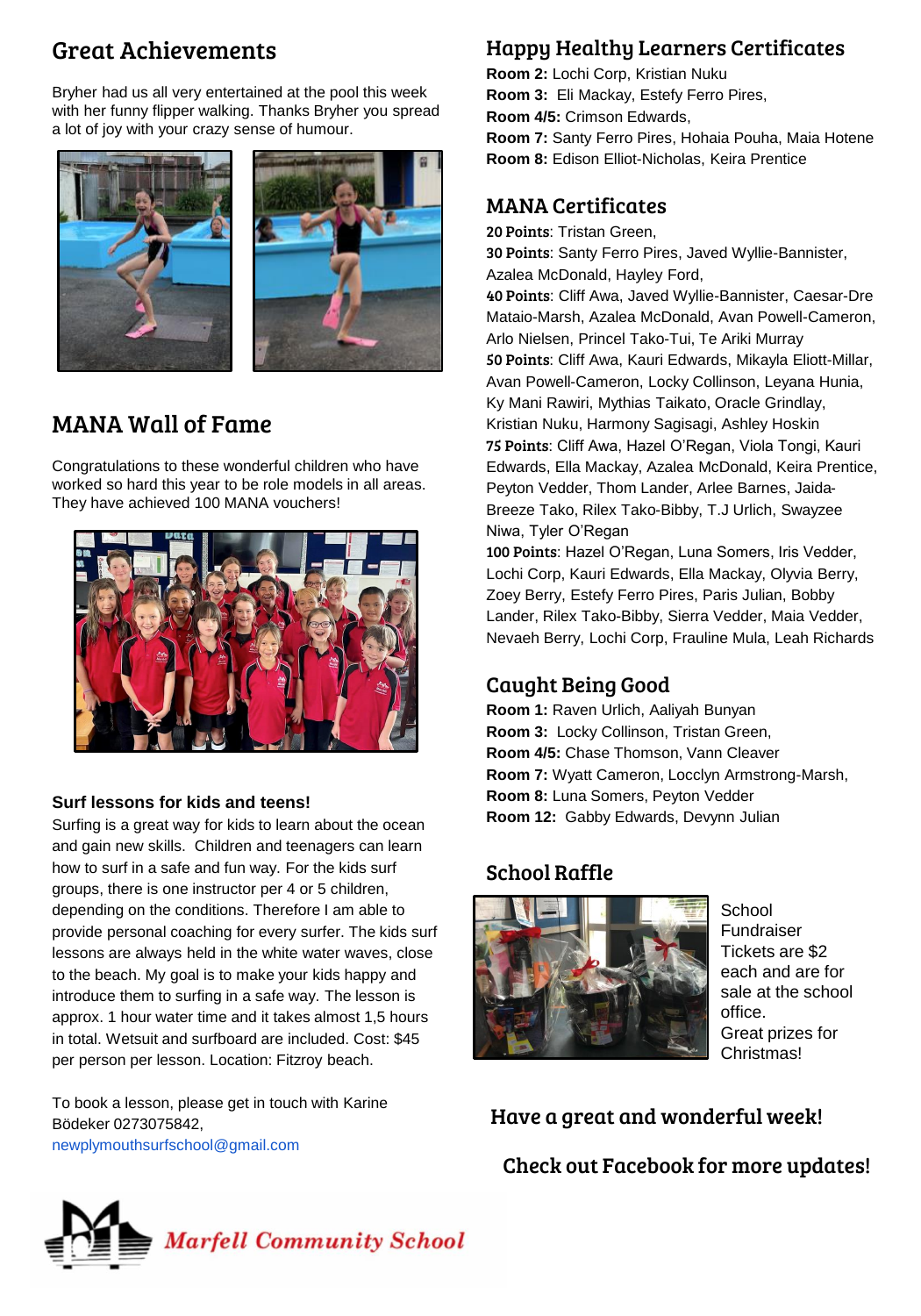## Great Achievements

Bryher had us all very entertained at the pool this week with her funny flipper walking. Thanks Bryher you spread a lot of joy with your crazy sense of humour.

## MANA Wall of Fame

Congratulations to these wonderful children who have worked so hard this year to be role models in all areas. They have achieved 100 MANA vouchers!

**Surf lessons for kids and teens!**

Surfing is a great way for kids to learn about the ocean and gain new skills. Children and teenagers can learn how to surf in a safe and fun way. For the kids surf groups, there is one instructor per 4 or 5 children, depending on the conditions. Therefore I am able to provide personal coaching for every surfer. The kids surf lessons are always held in the white water waves, close to the beach. My goal is to make your kids happy and introduce them to surfing in a safe way. The lesson is approx. 1 hour water time and it takes almost 1,5 hours in total. Wetsuit and surfboard are included. Cost: $45 per person per lesson. Location: Fitzroy beach.

To book a lesson, please get in touch with Karine Bödeker 0273075842,
newplymouthsurfschool@gmail.com

## Happy Healthy Learners Certificates

**Room 2:** Lochi Corp, Kristian Nuku
**Room 3:** Eli Mackay, Estefy Ferro Pires,
**Room 4/5:** Crimson Edwards,
**Room 7:** Santy Ferro Pires, Hohaia Pouha, Maia Hotene
**Room 8:** Edison Elliot-Nicholas, Keira Prentice

## MANA Certificates

**20 Points**: Tristan Green,
**30 Points**: Santy Ferro Pires, Javed Wyllie-Bannister, Azalea McDonald, Hayley Ford,
**40 Points**: Cliff Awa, Javed Wyllie-Bannister, Caesar-Dre Mataio-Marsh, Azalea McDonald, Avan Powell-Cameron, Arlo Nielsen, Princel Tako-Tui, Te Ariki Murray
**50 Points**: Cliff Awa, Kauri Edwards, Mikayla Eliott-Millar, Avan Powell-Cameron, Locky Collinson, Leyana Hunia, Ky Mani Rawiri, Mythias Taikato, Oracle Grindlay, Kristian Nuku, Harmony Sagisagi, Ashley Hoskin
**75 Points**: Cliff Awa, Hazel O'Regan, Viola Tongi, Kauri Edwards, Ella Mackay, Azalea McDonald, Keira Prentice, Peyton Vedder, Thom Lander, Arlee Barnes, Jaida-Breeze Tako, Rilex Tako-Bibby, T.J Urlich, Swayzee Niwa, Tyler O'Regan
**100 Points**: Hazel O'Regan, Luna Somers, Iris Vedder, Lochi Corp, Kauri Edwards, Ella Mackay, Olyvia Berry, Zoey Berry, Estefy Ferro Pires, Paris Julian, Bobby Lander, Rilex Tako-Bibby, Sierra Vedder, Maia Vedder, Nevaeh Berry, Lochi Corp, Frauline Mula, Leah Richards

## Caught Being Good

**Room 1:** Raven Urlich, Aaliyah Bunyan
**Room 3:** Locky Collinson, Tristan Green,
**Room 4/5:** Chase Thomson, Vann Cleaver
**Room 7:** Wyatt Cameron, Locclyn Armstrong-Marsh,
**Room 8:** Luna Somers, Peyton Vedder
**Room 12:** Gabby Edwards, Devynn Julian

## School Raffle

School Fundraiser Tickets are $2 each and are for sale at the school office.
Great prizes for Christmas!

### Have a great and wonderful week!

### Check out Facebook for more updates!

*Marfell Community School*